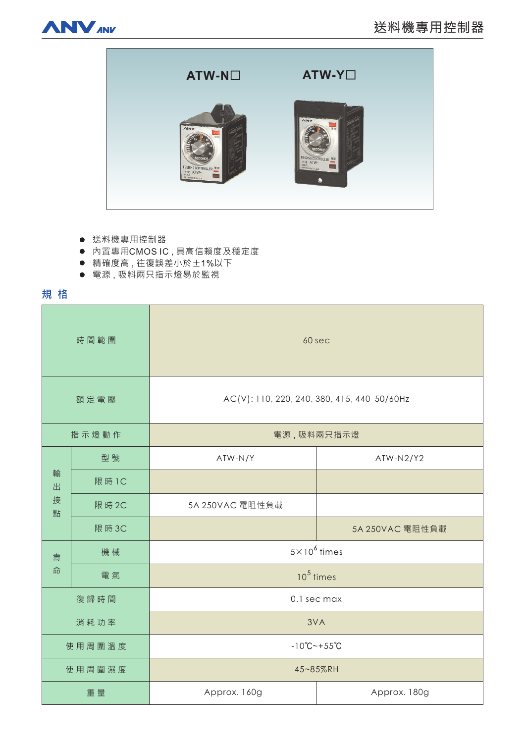# 送料機專用控制器

ATW-N□　ATW-Y□

- 送料機專用控制器
- 內置專用CMOS IC，具高信賴度及穩定度
- 精確度高，往復誤差小於±1%以下
- 電源，吸料兩只指示燈易於監視

## 規 格

| 項目 | | ATW-N/Y | ATW-N2/Y2 |
|---|---|---|---|
| 時間範圍 | | 60 sec | |
| 額定電壓 | | AC(V): 110, 220, 240, 380, 415, 440 50/60Hz | |
| 指示燈動作 | | 電源，吸料兩只指示燈 | |
| 輸出接點 | 型號 | ATW-N/Y | ATW-N2/Y2 |
| | 限時 1C | | |
| | 限時 2C | 5A 250VAC 電阻性負載 | |
| | 限時 3C | | 5A 250VAC 電阻性負載 |
| 壽命 | 機械 | $5\times10^{6}$ times | |
| | 電氣 | $10^{5}$ times | |
| 復歸時間 | | 0.1 sec max | |
| 消耗功率 | | 3VA | |
| 使用周圍溫度 | | -10℃~+55℃ | |
| 使用周圍濕度 | | 45~85%RH | |
| 重量 | | Approx. 160g | Approx. 180g |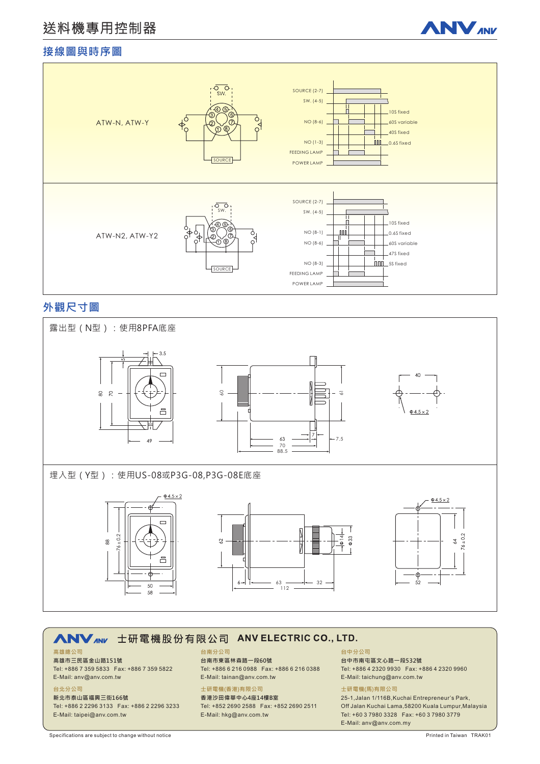## 接線圖與時序圖

ATW-N, ATW-Y

SW.

SOURCE

SOURCE (2-7)
SW. (4-5)
NO (8-6)
NO (1-3)
FEEDING LAMP
POWER LAMP

10S fixed
60S variable
40S fixed
0.6S fixed

ATW-N2, ATW-Y2

SW.

SOURCE

SOURCE (2-7)
SW. (4-5)
NO (8-1)
NO (8-6)
NO (8-3)
FEEDING LAMP
POWER LAMP

10S fixed
0.6S fixed
60S variable
47S fixed
5S fixed

## 外觀尺寸圖

露出型（N型）：使用8PFA底座

3.5
5
80
70
49
60
61
63
70
88.5
7
7.5
40
Φ4.5×2

埋入型（Y型）：使用US-08或P3G-08,P3G-08E底座

Φ4.5×2
88
76±0.2
50
58
62
Φ14
Φ33
6
63
32
112
Φ4.5×2
64
76±0.2
52

---

**ANV** 士研電機股份有限公司 **ANV ELECTRIC CO., LTD.**

高雄總公司
**高雄市三民區金山路151號**
Tel: +886 7 359 5833 Fax: +886 7 359 5822
E-Mail: anv@anv.com.tw

台南分公司
**台南市東區林森路一段60號**
Tel: +886 6 216 0988 Fax: +886 6 216 0388
E-Mail: tainan@anv.com.tw

台中分公司
**台中市南屯區文心路一段532號**
Tel: +886 4 2320 9930 Fax: +886 4 2320 9960
E-Mail: taichung@anv.com.tw

台北分公司
**新北市泰山區福興三街166號**
Tel: +886 2 2296 3133 Fax: +886 2 2296 3233
E-Mail: taipei@anv.com.tw

士研電機(香港)有限公司
**香港沙田偉華中心4座14樓B室**
Tel: +852 2690 2588 Fax: +852 2690 2511
E-Mail: hkg@anv.com.tw

士研電機(馬)有限公司
25-1,Jalan 1/116B,Kuchai Entrepreneur's Park,
Off Jalan Kuchai Lama,58200 Kuala Lumpur,Malaysia
Tel: +60 3 7980 3328 Fax: +60 3 7980 3779
E-Mail: anv@anv.com.my

Specifications are subject to change without notice

Printed in Taiwan TRAK01